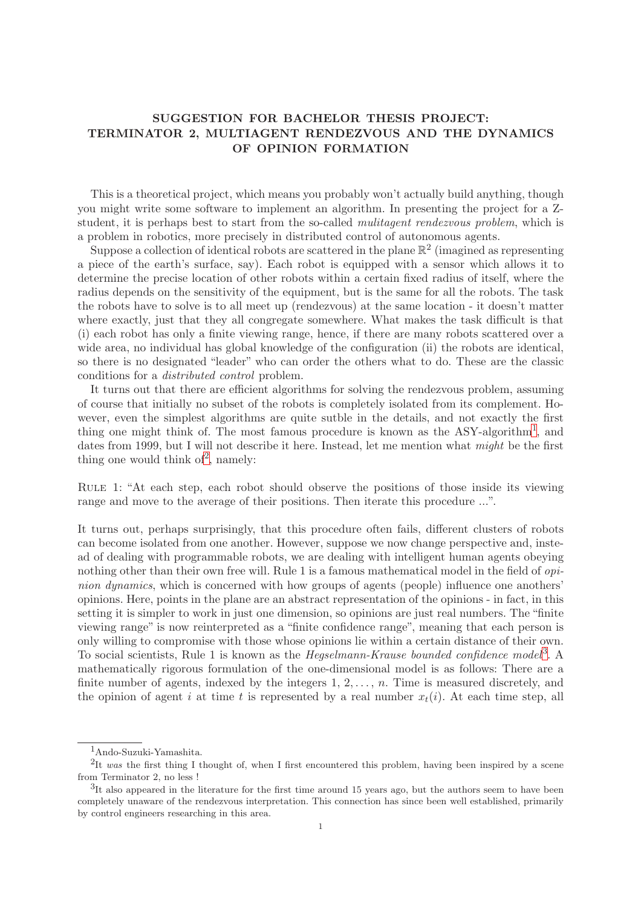# SUGGESTION FOR BACHELOR THESIS PROJECT: TERMINATOR 2, MULTIAGENT RENDEZVOUS AND THE DYNAMICS OF OPINION FORMATION

This is a theoretical project, which means you probably won't actually build anything, though you might write some software to implement an algorithm. In presenting the project for a Z-student, it is perhaps best to start from the so-called *mulitagent rendezvous problem*, which is a problem in robotics, more precisely in distributed control of autonomous agents.

Suppose a collection of identical robots are scattered in the plane $\mathbb{R}^2$ (imagined as representing a piece of the earth's surface, say). Each robot is equipped with a sensor which allows it to determine the precise location of other robots within a certain fixed radius of itself, where the radius depends on the sensitivity of the equipment, but is the same for all the robots. The task the robots have to solve is to all meet up (rendezvous) at the same location - it doesn't matter where exactly, just that they all congregate somewhere. What makes the task difficult is that (i) each robot has only a finite viewing range, hence, if there are many robots scattered over a wide area, no individual has global knowledge of the configuration (ii) the robots are identical, so there is no designated "leader" who can order the others what to do. These are the classic conditions for a *distributed control* problem.

It turns out that there are efficient algorithms for solving the rendezvous problem, assuming of course that initially no subset of the robots is completely isolated from its complement. However, even the simplest algorithms are quite sutble in the details, and not exactly the first thing one might think of. The most famous procedure is known as the ASY-algorithm[1], and dates from 1999, but I will not describe it here. Instead, let me mention what *might* be the first thing one would think of[2], namely:

Rule 1: "At each step, each robot should observe the positions of those inside its viewing range and move to the average of their positions. Then iterate this procedure ...".

It turns out, perhaps surprisingly, that this procedure often fails, different clusters of robots can become isolated from one another. However, suppose we now change perspective and, instead of dealing with programmable robots, we are dealing with intelligent human agents obeying nothing other than their own free will. Rule 1 is a famous mathematical model in the field of *opinion dynamics*, which is concerned with how groups of agents (people) influence one anothers' opinions. Here, points in the plane are an abstract representation of the opinions - in fact, in this setting it is simpler to work in just one dimension, so opinions are just real numbers. The "finite viewing range" is now reinterpreted as a "finite confidence range", meaning that each person is only willing to compromise with those whose opinions lie within a certain distance of their own. To social scientists, Rule 1 is known as the *Hegselmann-Krause bounded confidence model*[3]. A mathematically rigorous formulation of the one-dimensional model is as follows: There are a finite number of agents, indexed by the integers $1, 2, \ldots, n$. Time is measured discretely, and the opinion of agent $i$ at time $t$ is represented by a real number $x_t(i)$. At each time step, all

---

[1] Ando-Suzuki-Yamashita.

[2] It *was* the first thing I thought of, when I first encountered this problem, having been inspired by a scene from Terminator 2, no less !

[3] It also appeared in the literature for the first time around 15 years ago, but the authors seem to have been completely unaware of the rendezvous interpretation. This connection has since been well established, primarily by control engineers researching in this area.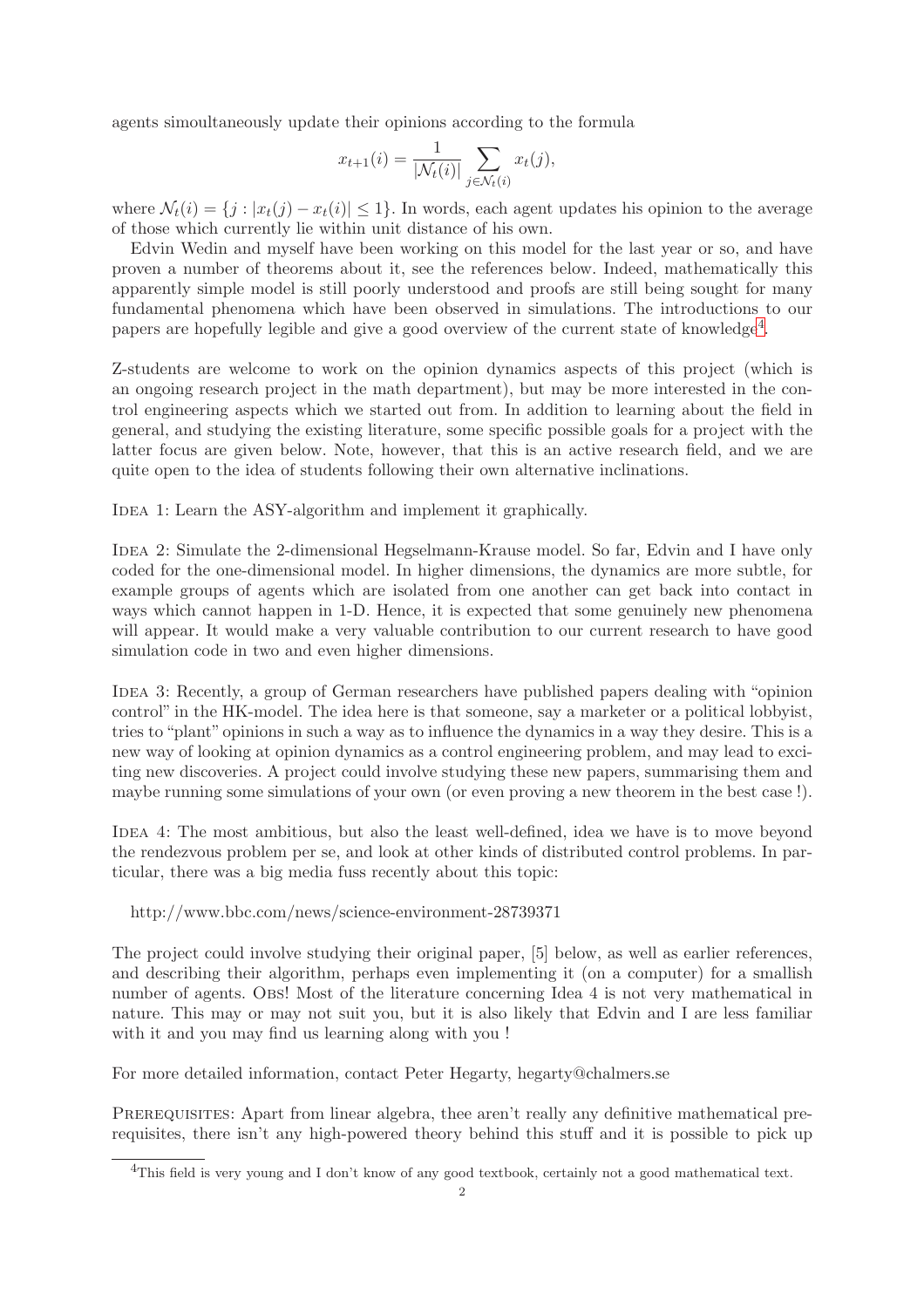agents simoultaneously update their opinions according to the formula

$$x_{t+1}(i) = \frac{1}{|\mathcal{N}_t(i)|} \sum_{j \in \mathcal{N}_t(i)} x_t(j),$$

where $\mathcal{N}_t(i) = \{j : |x_t(j) - x_t(i)| \leq 1\}$. In words, each agent updates his opinion to the average of those which currently lie within unit distance of his own.

Edvin Wedin and myself have been working on this model for the last year or so, and have proven a number of theorems about it, see the references below. Indeed, mathematically this apparently simple model is still poorly understood and proofs are still being sought for many fundamental phenomena which have been observed in simulations. The introductions to our papers are hopefully legible and give a good overview of the current state of knowledge[4].

Z-students are welcome to work on the opinion dynamics aspects of this project (which is an ongoing research project in the math department), but may be more interested in the control engineering aspects which we started out from. In addition to learning about the field in general, and studying the existing literature, some specific possible goals for a project with the latter focus are given below. Note, however, that this is an active research field, and we are quite open to the idea of students following their own alternative inclinations.

Idea 1: Learn the ASY-algorithm and implement it graphically.

Idea 2: Simulate the 2-dimensional Hegselmann-Krause model. So far, Edvin and I have only coded for the one-dimensional model. In higher dimensions, the dynamics are more subtle, for example groups of agents which are isolated from one another can get back into contact in ways which cannot happen in 1-D. Hence, it is expected that some genuinely new phenomena will appear. It would make a very valuable contribution to our current research to have good simulation code in two and even higher dimensions.

Idea 3: Recently, a group of German researchers have published papers dealing with "opinion control" in the HK-model. The idea here is that someone, say a marketer or a political lobbyist, tries to "plant" opinions in such a way as to influence the dynamics in a way they desire. This is a new way of looking at opinion dynamics as a control engineering problem, and may lead to exciting new discoveries. A project could involve studying these new papers, summarising them and maybe running some simulations of your own (or even proving a new theorem in the best case !).

Idea 4: The most ambitious, but also the least well-defined, idea we have is to move beyond the rendezvous problem per se, and look at other kinds of distributed control problems. In particular, there was a big media fuss recently about this topic:

http://www.bbc.com/news/science-environment-28739371

The project could involve studying their original paper, [5] below, as well as earlier references, and describing their algorithm, perhaps even implementing it (on a computer) for a smallish number of agents. Obs! Most of the literature concerning Idea 4 is not very mathematical in nature. This may or may not suit you, but it is also likely that Edvin and I are less familiar with it and you may find us learning along with you !

For more detailed information, contact Peter Hegarty, hegarty@chalmers.se

Prerequisites: Apart from linear algebra, thee aren't really any definitive mathematical prerequisites, there isn't any high-powered theory behind this stuff and it is possible to pick up

[4] This field is very young and I don't know of any good textbook, certainly not a good mathematical text.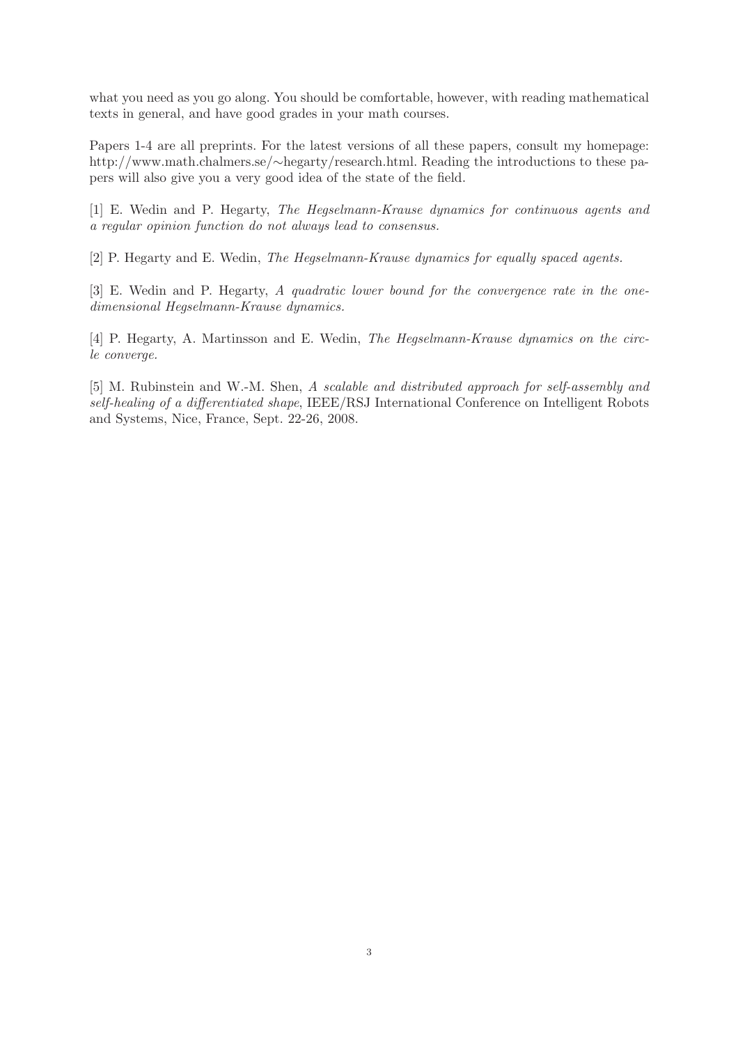what you need as you go along. You should be comfortable, however, with reading mathematical texts in general, and have good grades in your math courses.

Papers 1-4 are all preprints. For the latest versions of all these papers, consult my homepage: http://www.math.chalmers.se/∼hegarty/research.html. Reading the introductions to these papers will also give you a very good idea of the state of the field.

[1] E. Wedin and P. Hegarty, *The Hegselmann-Krause dynamics for continuous agents and a regular opinion function do not always lead to consensus.*

[2] P. Hegarty and E. Wedin, *The Hegselmann-Krause dynamics for equally spaced agents.*

[3] E. Wedin and P. Hegarty, *A quadratic lower bound for the convergence rate in the one-dimensional Hegselmann-Krause dynamics.*

[4] P. Hegarty, A. Martinsson and E. Wedin, *The Hegselmann-Krause dynamics on the circle converge.*

[5] M. Rubinstein and W.-M. Shen, *A scalable and distributed approach for self-assembly and self-healing of a differentiated shape*, IEEE/RSJ International Conference on Intelligent Robots and Systems, Nice, France, Sept. 22-26, 2008.